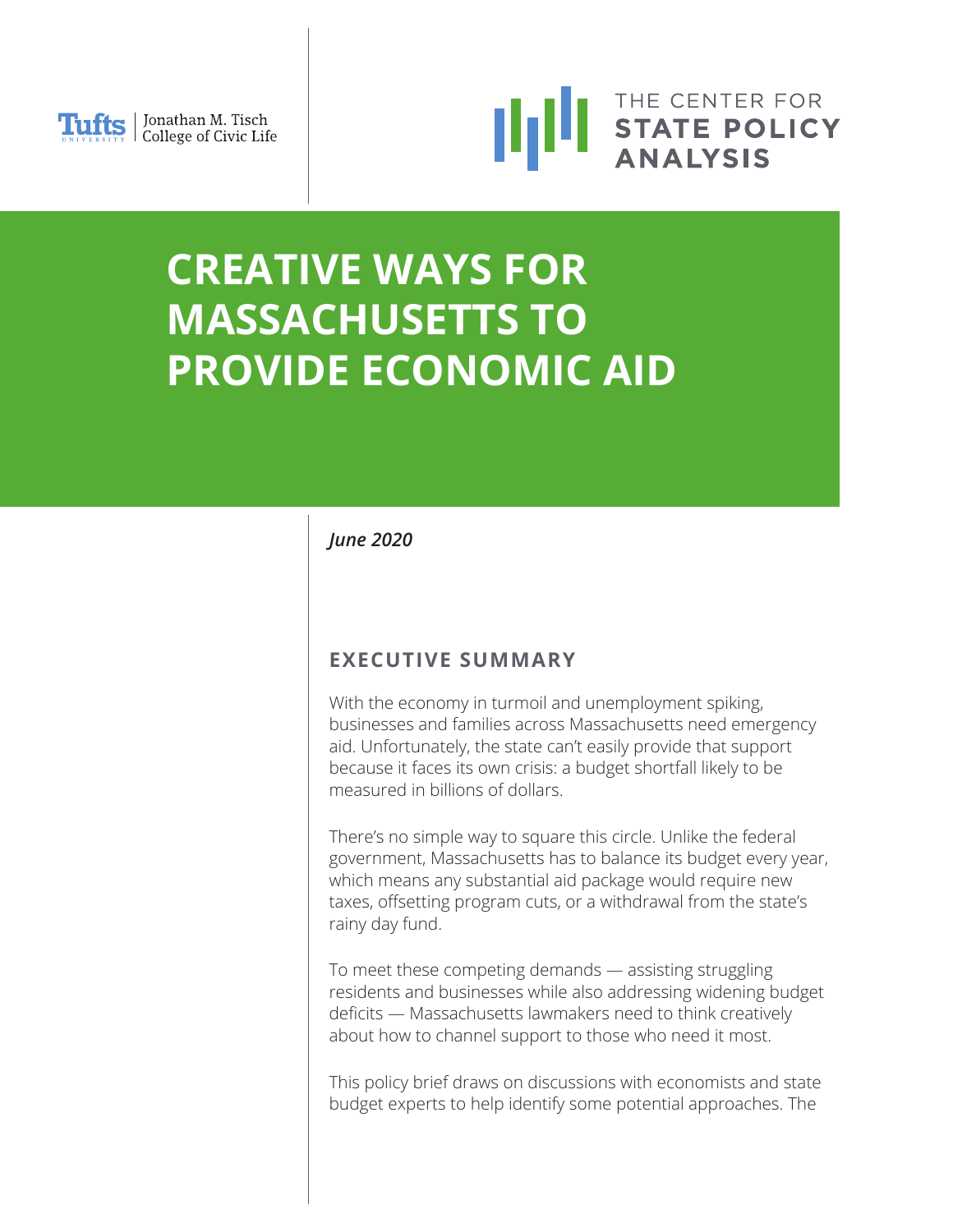Tufts University | Jonathan M. Tisch College of Civic Life

THE CENTER FOR **STATE POLICY ANALYSIS**

# CREATIVE WAYS FOR MASSACHUSETTS TO PROVIDE ECONOMIC AID

***June 2020***

## EXECUTIVE SUMMARY

With the economy in turmoil and unemployment spiking, businesses and families across Massachusetts need emergency aid. Unfortunately, the state can't easily provide that support because it faces its own crisis: a budget shortfall likely to be measured in billions of dollars.

There's no simple way to square this circle. Unlike the federal government, Massachusetts has to balance its budget every year, which means any substantial aid package would require new taxes, offsetting program cuts, or a withdrawal from the state's rainy day fund.

To meet these competing demands — assisting struggling residents and businesses while also addressing widening budget deficits — Massachusetts lawmakers need to think creatively about how to channel support to those who need it most.

This policy brief draws on discussions with economists and state budget experts to help identify some potential approaches. The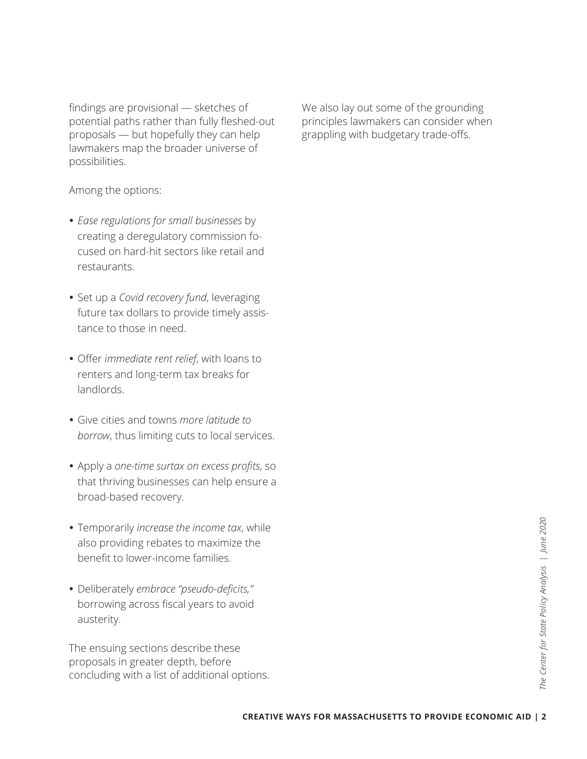findings are provisional — sketches of potential paths rather than fully fleshed-out proposals — but hopefully they can help lawmakers map the broader universe of possibilities.

Among the options:

- *Ease regulations for small businesses* by creating a deregulatory commission focused on hard-hit sectors like retail and restaurants.
- Set up a *Covid recovery fund*, leveraging future tax dollars to provide timely assistance to those in need.
- Offer *immediate rent relief*, with loans to renters and long-term tax breaks for landlords.
- Give cities and towns *more latitude to borrow*, thus limiting cuts to local services.
- Apply a *one-time surtax on excess profits*, so that thriving businesses can help ensure a broad-based recovery.
- Temporarily *increase the income tax*, while also providing rebates to maximize the benefit to lower-income families.
- Deliberately *embrace "pseudo-deficits,"* borrowing across fiscal years to avoid austerity.

The ensuing sections describe these proposals in greater depth, before concluding with a list of additional options. We also lay out some of the grounding principles lawmakers can consider when grappling with budgetary trade-offs.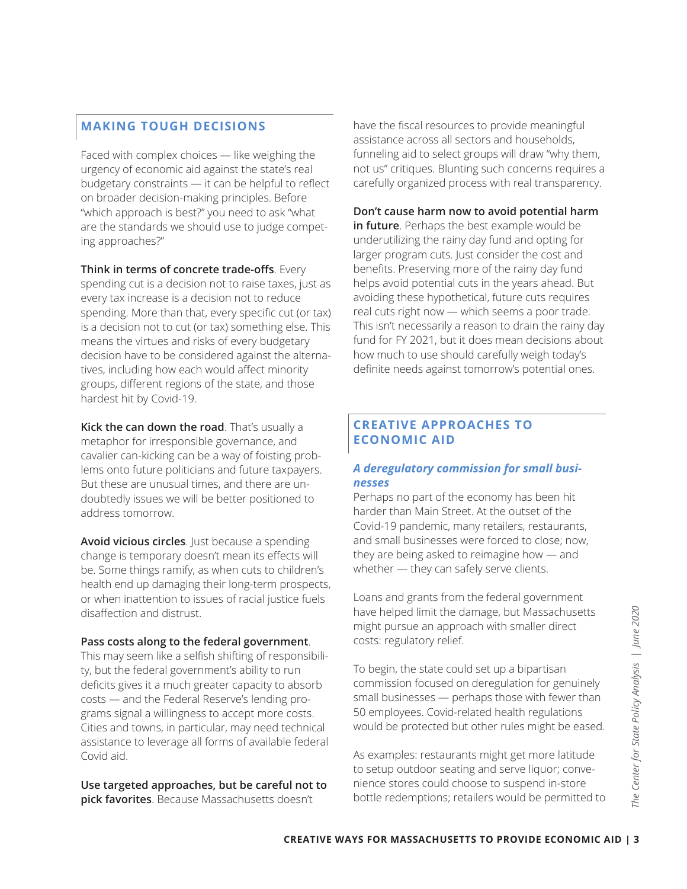## MAKING TOUGH DECISIONS

Faced with complex choices — like weighing the urgency of economic aid against the state's real budgetary constraints — it can be helpful to reflect on broader decision-making principles. Before "which approach is best?" you need to ask "what are the standards we should use to judge competing approaches?"

**Think in terms of concrete trade-offs**. Every spending cut is a decision not to raise taxes, just as every tax increase is a decision not to reduce spending. More than that, every specific cut (or tax) is a decision not to cut (or tax) something else. This means the virtues and risks of every budgetary decision have to be considered against the alternatives, including how each would affect minority groups, different regions of the state, and those hardest hit by Covid-19.

**Kick the can down the road**. That's usually a metaphor for irresponsible governance, and cavalier can-kicking can be a way of foisting problems onto future politicians and future taxpayers. But these are unusual times, and there are undoubtedly issues we will be better positioned to address tomorrow.

**Avoid vicious circles**. Just because a spending change is temporary doesn't mean its effects will be. Some things ramify, as when cuts to children's health end up damaging their long-term prospects, or when inattention to issues of racial justice fuels disaffection and distrust.

**Pass costs along to the federal government**. This may seem like a selfish shifting of responsibility, but the federal government's ability to run deficits gives it a much greater capacity to absorb costs — and the Federal Reserve's lending programs signal a willingness to accept more costs. Cities and towns, in particular, may need technical assistance to leverage all forms of available federal Covid aid.

**Use targeted approaches, but be careful not to pick favorites**. Because Massachusetts doesn't have the fiscal resources to provide meaningful assistance across all sectors and households, funneling aid to select groups will draw "why them, not us" critiques. Blunting such concerns requires a carefully organized process with real transparency.

**Don't cause harm now to avoid potential harm in future**. Perhaps the best example would be underutilizing the rainy day fund and opting for larger program cuts. Just consider the cost and benefits. Preserving more of the rainy day fund helps avoid potential cuts in the years ahead. But avoiding these hypothetical, future cuts requires real cuts right now — which seems a poor trade. This isn't necessarily a reason to drain the rainy day fund for FY 2021, but it does mean decisions about how much to use should carefully weigh today's definite needs against tomorrow's potential ones.

## CREATIVE APPROACHES TO ECONOMIC AID

### *A deregulatory commission for small businesses*

Perhaps no part of the economy has been hit harder than Main Street. At the outset of the Covid-19 pandemic, many retailers, restaurants, and small businesses were forced to close; now, they are being asked to reimagine how — and whether — they can safely serve clients.

Loans and grants from the federal government have helped limit the damage, but Massachusetts might pursue an approach with smaller direct costs: regulatory relief.

To begin, the state could set up a bipartisan commission focused on deregulation for genuinely small businesses — perhaps those with fewer than 50 employees. Covid-related health regulations would be protected but other rules might be eased.

As examples: restaurants might get more latitude to setup outdoor seating and serve liquor; convenience stores could choose to suspend in-store bottle redemptions; retailers would be permitted to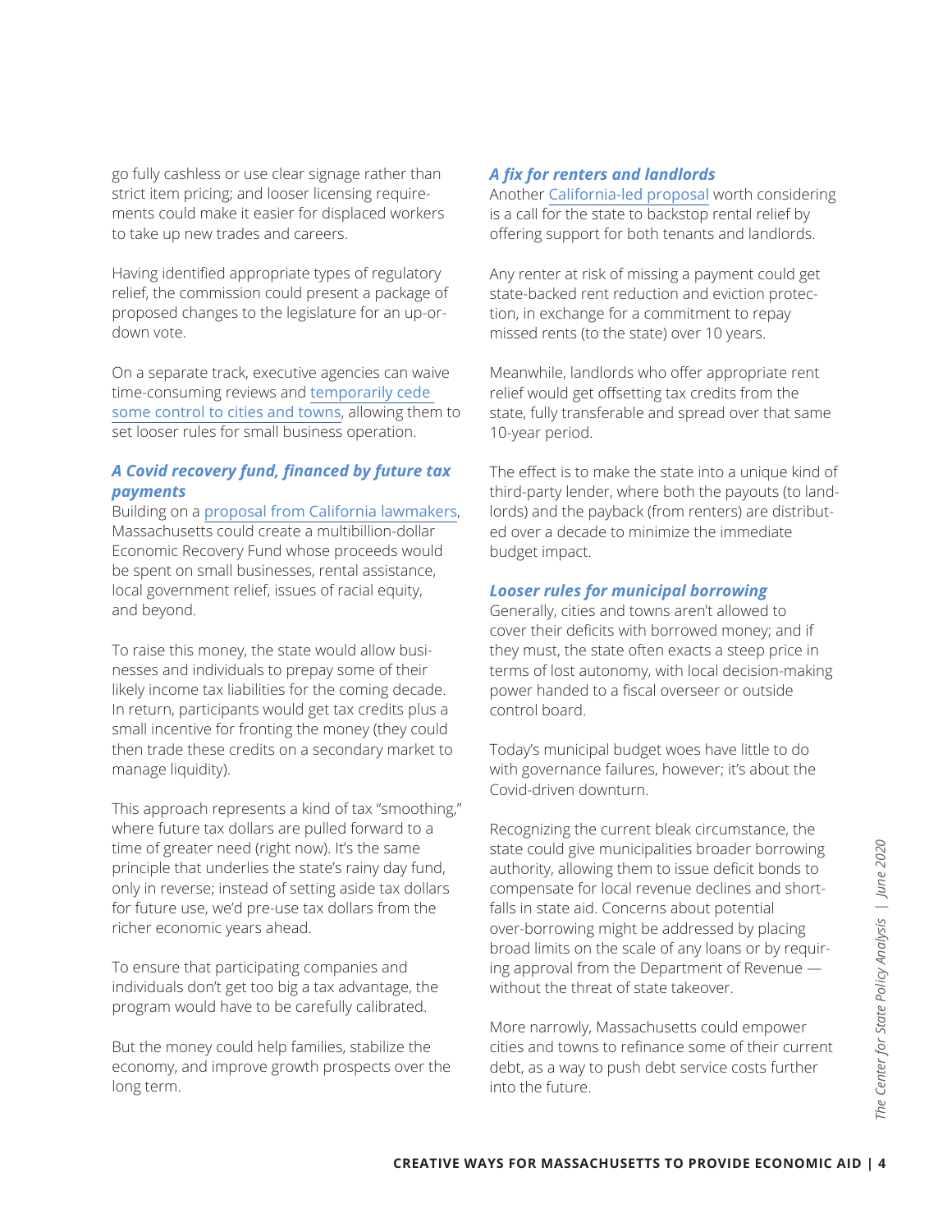go fully cashless or use clear signage rather than strict item pricing; and looser licensing requirements could make it easier for displaced workers to take up new trades and careers.

Having identified appropriate types of regulatory relief, the commission could present a package of proposed changes to the legislature for an up-or-down vote.

On a separate track, executive agencies can waive time-consuming reviews and temporarily cede some control to cities and towns, allowing them to set looser rules for small business operation.

### *A Covid recovery fund, financed by future tax payments*

Building on a proposal from California lawmakers, Massachusetts could create a multibillion-dollar Economic Recovery Fund whose proceeds would be spent on small businesses, rental assistance, local government relief, issues of racial equity, and beyond.

To raise this money, the state would allow businesses and individuals to prepay some of their likely income tax liabilities for the coming decade. In return, participants would get tax credits plus a small incentive for fronting the money (they could then trade these credits on a secondary market to manage liquidity).

This approach represents a kind of tax "smoothing," where future tax dollars are pulled forward to a time of greater need (right now). It's the same principle that underlies the state's rainy day fund, only in reverse; instead of setting aside tax dollars for future use, we'd pre-use tax dollars from the richer economic years ahead.

To ensure that participating companies and individuals don't get too big a tax advantage, the program would have to be carefully calibrated.

But the money could help families, stabilize the economy, and improve growth prospects over the long term.

### *A fix for renters and landlords*

Another California-led proposal worth considering is a call for the state to backstop rental relief by offering support for both tenants and landlords.

Any renter at risk of missing a payment could get state-backed rent reduction and eviction protection, in exchange for a commitment to repay missed rents (to the state) over 10 years.

Meanwhile, landlords who offer appropriate rent relief would get offsetting tax credits from the state, fully transferable and spread over that same 10-year period.

The effect is to make the state into a unique kind of third-party lender, where both the payouts (to landlords) and the payback (from renters) are distributed over a decade to minimize the immediate budget impact.

### *Looser rules for municipal borrowing*

Generally, cities and towns aren't allowed to cover their deficits with borrowed money; and if they must, the state often exacts a steep price in terms of lost autonomy, with local decision-making power handed to a fiscal overseer or outside control board.

Today's municipal budget woes have little to do with governance failures, however; it's about the Covid-driven downturn.

Recognizing the current bleak circumstance, the state could give municipalities broader borrowing authority, allowing them to issue deficit bonds to compensate for local revenue declines and shortfalls in state aid. Concerns about potential over-borrowing might be addressed by placing broad limits on the scale of any loans or by requiring approval from the Department of Revenue — without the threat of state takeover.

More narrowly, Massachusetts could empower cities and towns to refinance some of their current debt, as a way to push debt service costs further into the future.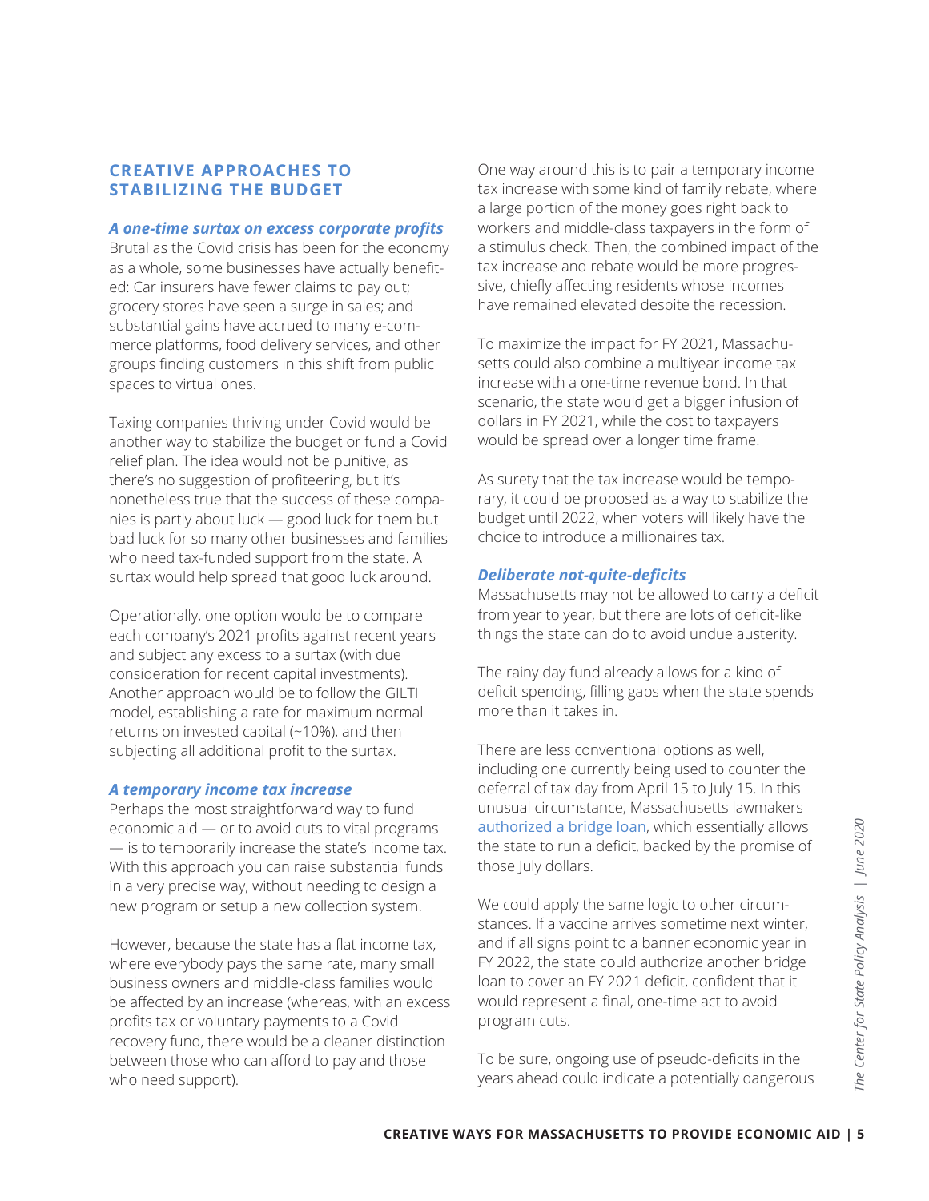## CREATIVE APPROACHES TO STABILIZING THE BUDGET

### *A one-time surtax on excess corporate profits*

Brutal as the Covid crisis has been for the economy as a whole, some businesses have actually benefited: Car insurers have fewer claims to pay out; grocery stores have seen a surge in sales; and substantial gains have accrued to many e-commerce platforms, food delivery services, and other groups finding customers in this shift from public spaces to virtual ones.

Taxing companies thriving under Covid would be another way to stabilize the budget or fund a Covid relief plan. The idea would not be punitive, as there's no suggestion of profiteering, but it's nonetheless true that the success of these companies is partly about luck — good luck for them but bad luck for so many other businesses and families who need tax-funded support from the state. A surtax would help spread that good luck around.

Operationally, one option would be to compare each company's 2021 profits against recent years and subject any excess to a surtax (with due consideration for recent capital investments). Another approach would be to follow the GILTI model, establishing a rate for maximum normal returns on invested capital (~10%), and then subjecting all additional profit to the surtax.

### *A temporary income tax increase*

Perhaps the most straightforward way to fund economic aid — or to avoid cuts to vital programs — is to temporarily increase the state's income tax. With this approach you can raise substantial funds in a very precise way, without needing to design a new program or setup a new collection system.

However, because the state has a flat income tax, where everybody pays the same rate, many small business owners and middle-class families would be affected by an increase (whereas, with an excess profits tax or voluntary payments to a Covid recovery fund, there would be a cleaner distinction between those who can afford to pay and those who need support).

One way around this is to pair a temporary income tax increase with some kind of family rebate, where a large portion of the money goes right back to workers and middle-class taxpayers in the form of a stimulus check. Then, the combined impact of the tax increase and rebate would be more progressive, chiefly affecting residents whose incomes have remained elevated despite the recession.

To maximize the impact for FY 2021, Massachusetts could also combine a multiyear income tax increase with a one-time revenue bond. In that scenario, the state would get a bigger infusion of dollars in FY 2021, while the cost to taxpayers would be spread over a longer time frame.

As surety that the tax increase would be temporary, it could be proposed as a way to stabilize the budget until 2022, when voters will likely have the choice to introduce a millionaires tax.

### *Deliberate not-quite-deficits*

Massachusetts may not be allowed to carry a deficit from year to year, but there are lots of deficit-like things the state can do to avoid undue austerity.

The rainy day fund already allows for a kind of deficit spending, filling gaps when the state spends more than it takes in.

There are less conventional options as well, including one currently being used to counter the deferral of tax day from April 15 to July 15. In this unusual circumstance, Massachusetts lawmakers authorized a bridge loan, which essentially allows the state to run a deficit, backed by the promise of those July dollars.

We could apply the same logic to other circumstances. If a vaccine arrives sometime next winter, and if all signs point to a banner economic year in FY 2022, the state could authorize another bridge loan to cover an FY 2021 deficit, confident that it would represent a final, one-time act to avoid program cuts.

To be sure, ongoing use of pseudo-deficits in the years ahead could indicate a potentially dangerous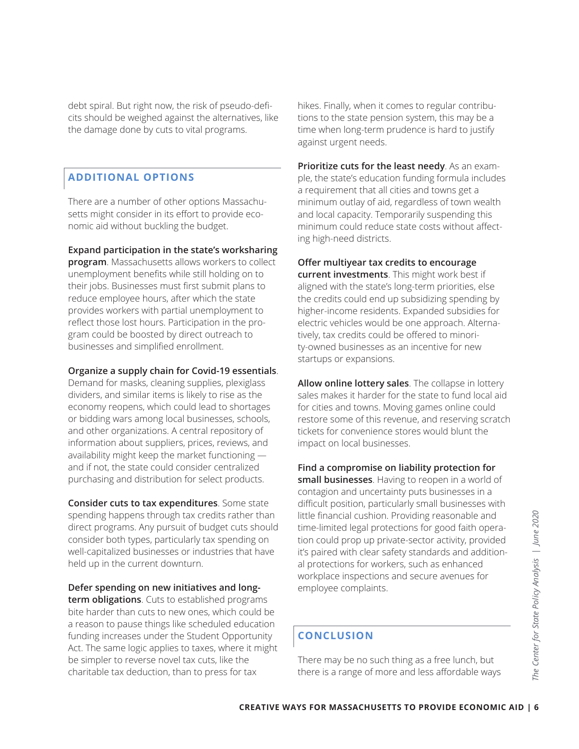debt spiral. But right now, the risk of pseudo-deficits should be weighed against the alternatives, like the damage done by cuts to vital programs.

## ADDITIONAL OPTIONS

There are a number of other options Massachusetts might consider in its effort to provide economic aid without buckling the budget.

**Expand participation in the state's worksharing program**. Massachusetts allows workers to collect unemployment benefits while still holding on to their jobs. Businesses must first submit plans to reduce employee hours, after which the state provides workers with partial unemployment to reflect those lost hours. Participation in the program could be boosted by direct outreach to businesses and simplified enrollment.

**Organize a supply chain for Covid-19 essentials**. Demand for masks, cleaning supplies, plexiglass dividers, and similar items is likely to rise as the economy reopens, which could lead to shortages or bidding wars among local businesses, schools, and other organizations. A central repository of information about suppliers, prices, reviews, and availability might keep the market functioning — and if not, the state could consider centralized purchasing and distribution for select products.

**Consider cuts to tax expenditures**. Some state spending happens through tax credits rather than direct programs. Any pursuit of budget cuts should consider both types, particularly tax spending on well-capitalized businesses or industries that have held up in the current downturn.

**Defer spending on new initiatives and long-term obligations**. Cuts to established programs bite harder than cuts to new ones, which could be a reason to pause things like scheduled education funding increases under the Student Opportunity Act. The same logic applies to taxes, where it might be simpler to reverse novel tax cuts, like the charitable tax deduction, than to press for tax hikes. Finally, when it comes to regular contributions to the state pension system, this may be a time when long-term prudence is hard to justify against urgent needs.

**Prioritize cuts for the least needy**. As an example, the state's education funding formula includes a requirement that all cities and towns get a minimum outlay of aid, regardless of town wealth and local capacity. Temporarily suspending this minimum could reduce state costs without affecting high-need districts.

**Offer multiyear tax credits to encourage current investments**. This might work best if aligned with the state's long-term priorities, else the credits could end up subsidizing spending by higher-income residents. Expanded subsidies for electric vehicles would be one approach. Alternatively, tax credits could be offered to minority-owned businesses as an incentive for new startups or expansions.

**Allow online lottery sales**. The collapse in lottery sales makes it harder for the state to fund local aid for cities and towns. Moving games online could restore some of this revenue, and reserving scratch tickets for convenience stores would blunt the impact on local businesses.

**Find a compromise on liability protection for small businesses**. Having to reopen in a world of contagion and uncertainty puts businesses in a difficult position, particularly small businesses with little financial cushion. Providing reasonable and time-limited legal protections for good faith operation could prop up private-sector activity, provided it's paired with clear safety standards and additional protections for workers, such as enhanced workplace inspections and secure avenues for employee complaints.

## CONCLUSION

There may be no such thing as a free lunch, but there is a range of more and less affordable ways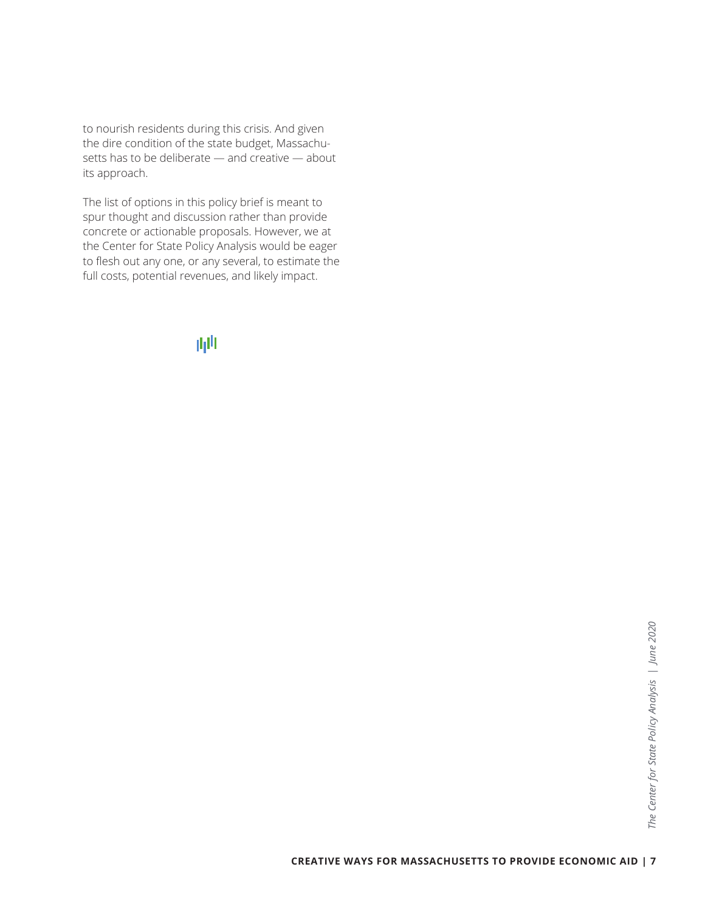to nourish residents during this crisis. And given the dire condition of the state budget, Massachusetts has to be deliberate — and creative — about its approach.

The list of options in this policy brief is meant to spur thought and discussion rather than provide concrete or actionable proposals. However, we at the Center for State Policy Analysis would be eager to flesh out any one, or any several, to estimate the full costs, potential revenues, and likely impact.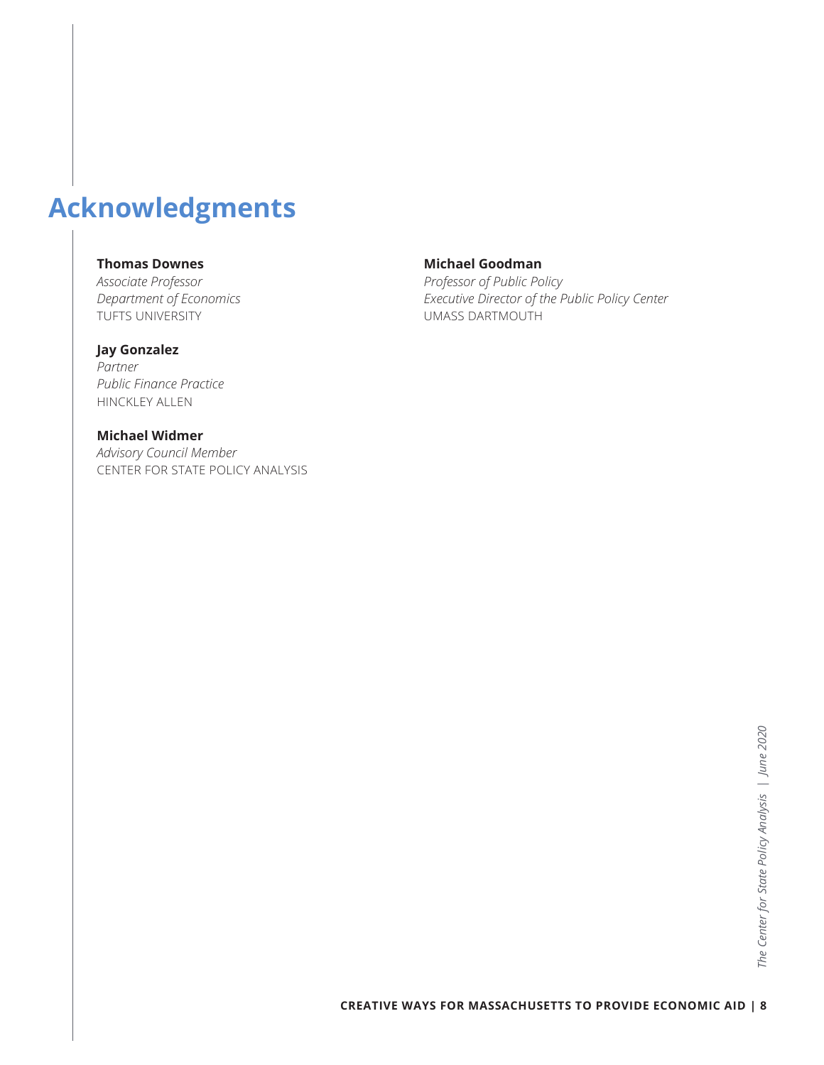# Acknowledgments

**Thomas Downes**
*Associate Professor*
*Department of Economics*
TUFTS UNIVERSITY

**Jay Gonzalez**
*Partner*
*Public Finance Practice*
HINCKLEY ALLEN

**Michael Widmer**
*Advisory Council Member*
CENTER FOR STATE POLICY ANALYSIS

**Michael Goodman**
*Professor of Public Policy*
*Executive Director of the Public Policy Center*
UMASS DARTMOUTH